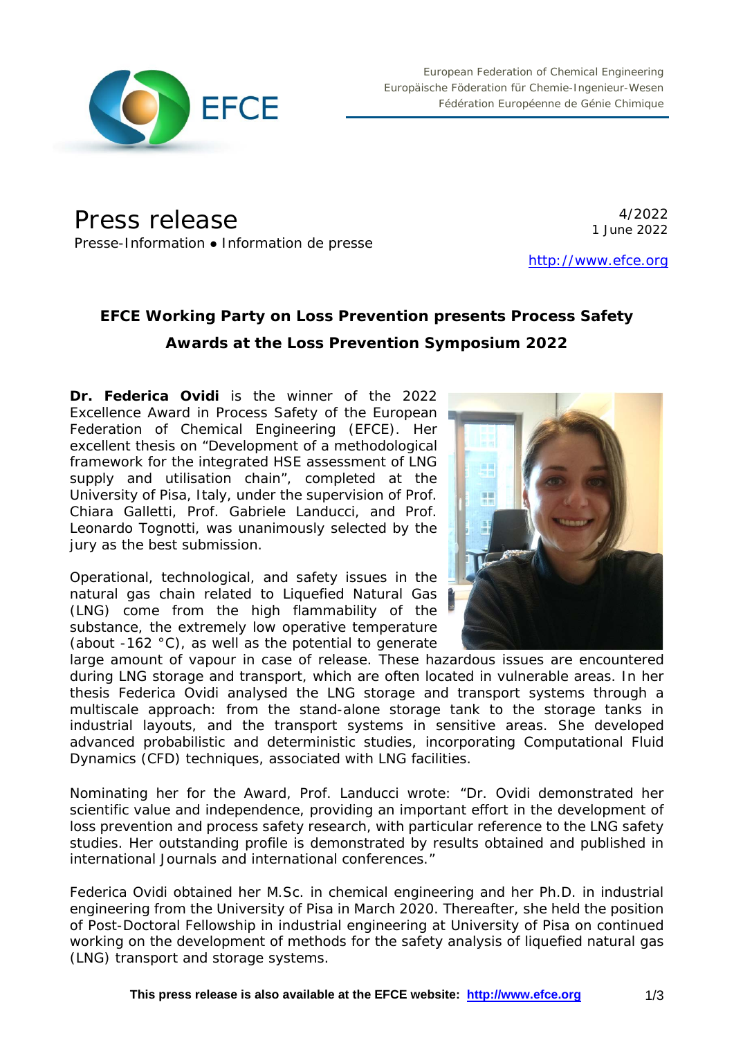European Federation of Chemical Engineering
Europäische Föderation für Chemie-Ingenieur-Wesen
Fédération Européenne de Génie Chimique

# Press release

Presse-Information • Information de presse

4/2022
1 June 2022

http://www.efce.org

## EFCE Working Party on Loss Prevention presents Process Safety Awards at the Loss Prevention Symposium 2022

**Dr. Federica Ovidi** is the winner of the 2022 Excellence Award in Process Safety of the European Federation of Chemical Engineering (EFCE). Her excellent thesis on "Development of a methodological framework for the integrated HSE assessment of LNG supply and utilisation chain", completed at the University of Pisa, Italy, under the supervision of Prof. Chiara Galletti, Prof. Gabriele Landucci, and Prof. Leonardo Tognotti, was unanimously selected by the jury as the best submission.

Operational, technological, and safety issues in the natural gas chain related to Liquefied Natural Gas (LNG) come from the high flammability of the substance, the extremely low operative temperature (about -162 °C), as well as the potential to generate large amount of vapour in case of release. These hazardous issues are encountered during LNG storage and transport, which are often located in vulnerable areas. In her thesis Federica Ovidi analysed the LNG storage and transport systems through a multiscale approach: from the stand-alone storage tank to the storage tanks in industrial layouts, and the transport systems in sensitive areas. She developed advanced probabilistic and deterministic studies, incorporating Computational Fluid Dynamics (CFD) techniques, associated with LNG facilities.

Nominating her for the Award, Prof. Landucci wrote: "Dr. Ovidi demonstrated her scientific value and independence, providing an important effort in the development of loss prevention and process safety research, with particular reference to the LNG safety studies. Her outstanding profile is demonstrated by results obtained and published in international Journals and international conferences."

Federica Ovidi obtained her M.Sc. in chemical engineering and her Ph.D. in industrial engineering from the University of Pisa in March 2020. Thereafter, she held the position of Post-Doctoral Fellowship in industrial engineering at University of Pisa on continued working on the development of methods for the safety analysis of liquefied natural gas (LNG) transport and storage systems.

**This press release is also available at the EFCE website: http://www.efce.org**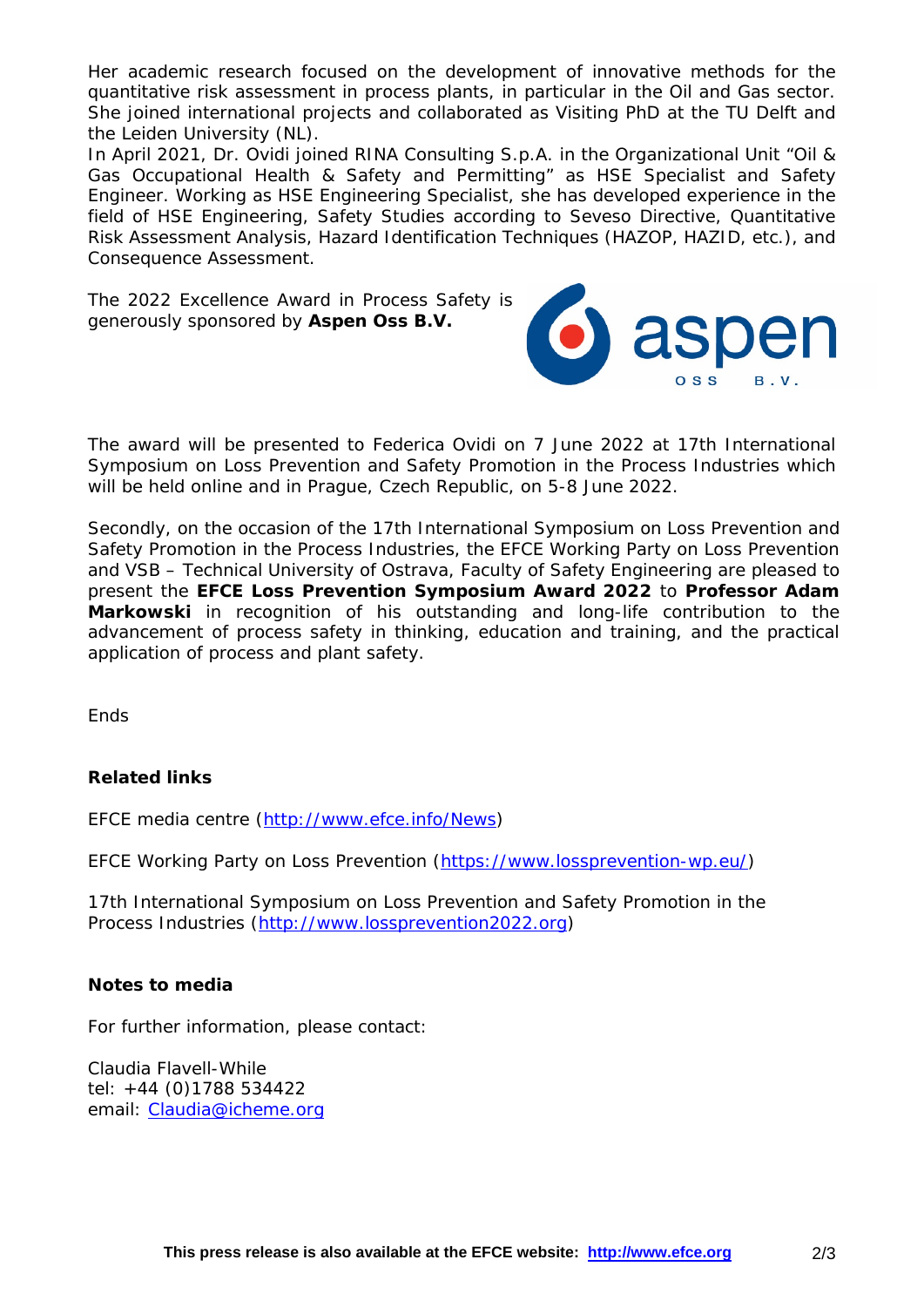Her academic research focused on the development of innovative methods for the quantitative risk assessment in process plants, in particular in the Oil and Gas sector. She joined international projects and collaborated as Visiting PhD at the TU Delft and the Leiden University (NL).
In April 2021, Dr. Ovidi joined RINA Consulting S.p.A. in the Organizational Unit "Oil & Gas Occupational Health & Safety and Permitting" as HSE Specialist and Safety Engineer. Working as HSE Engineering Specialist, she has developed experience in the field of HSE Engineering, Safety Studies according to Seveso Directive, Quantitative Risk Assessment Analysis, Hazard Identification Techniques (HAZOP, HAZID, etc.), and Consequence Assessment.

The 2022 Excellence Award in Process Safety is generously sponsored by **Aspen Oss B.V.**

The award will be presented to Federica Ovidi on 7 June 2022 at 17th International Symposium on Loss Prevention and Safety Promotion in the Process Industries which will be held online and in Prague, Czech Republic, on 5-8 June 2022.

Secondly, on the occasion of the 17th International Symposium on Loss Prevention and Safety Promotion in the Process Industries, the EFCE Working Party on Loss Prevention and VSB – Technical University of Ostrava, Faculty of Safety Engineering are pleased to present the **EFCE Loss Prevention Symposium Award 2022** to **Professor Adam Markowski** in recognition of his outstanding and long-life contribution to the advancement of process safety in thinking, education and training, and the practical application of process and plant safety.

Ends

**Related links**

EFCE media centre (http://www.efce.info/News)

EFCE Working Party on Loss Prevention (https://www.lossprevention-wp.eu/)

17th International Symposium on Loss Prevention and Safety Promotion in the Process Industries (http://www.lossprevention2022.org)

**Notes to media**

For further information, please contact:

Claudia Flavell-While
tel: +44 (0)1788 534422
email: Claudia@icheme.org

**This press release is also available at the EFCE website: http://www.efce.org**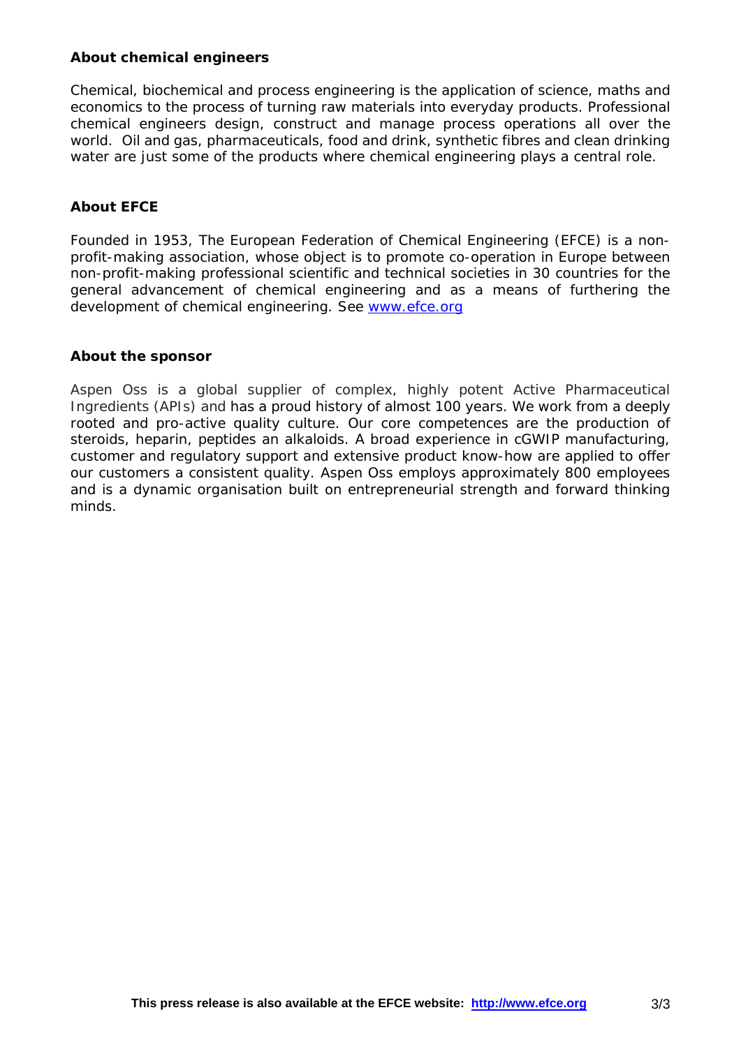**About chemical engineers**

Chemical, biochemical and process engineering is the application of science, maths and economics to the process of turning raw materials into everyday products. Professional chemical engineers design, construct and manage process operations all over the world. Oil and gas, pharmaceuticals, food and drink, synthetic fibres and clean drinking water are just some of the products where chemical engineering plays a central role.

**About EFCE**

Founded in 1953, The European Federation of Chemical Engineering (EFCE) is a non-profit-making association, whose object is to promote co-operation in Europe between non-profit-making professional scientific and technical societies in 30 countries for the general advancement of chemical engineering and as a means of furthering the development of chemical engineering. See www.efce.org

**About the sponsor**

Aspen Oss is a global supplier of complex, highly potent Active Pharmaceutical Ingredients (APIs) and has a proud history of almost 100 years. We work from a deeply rooted and pro-active quality culture. Our core competences are the production of steroids, heparin, peptides an alkaloids. A broad experience in cGWIP manufacturing, customer and regulatory support and extensive product know-how are applied to offer our customers a consistent quality. Aspen Oss employs approximately 800 employees and is a dynamic organisation built on entrepreneurial strength and forward thinking minds.

**This press release is also available at the EFCE website: http://www.efce.org**